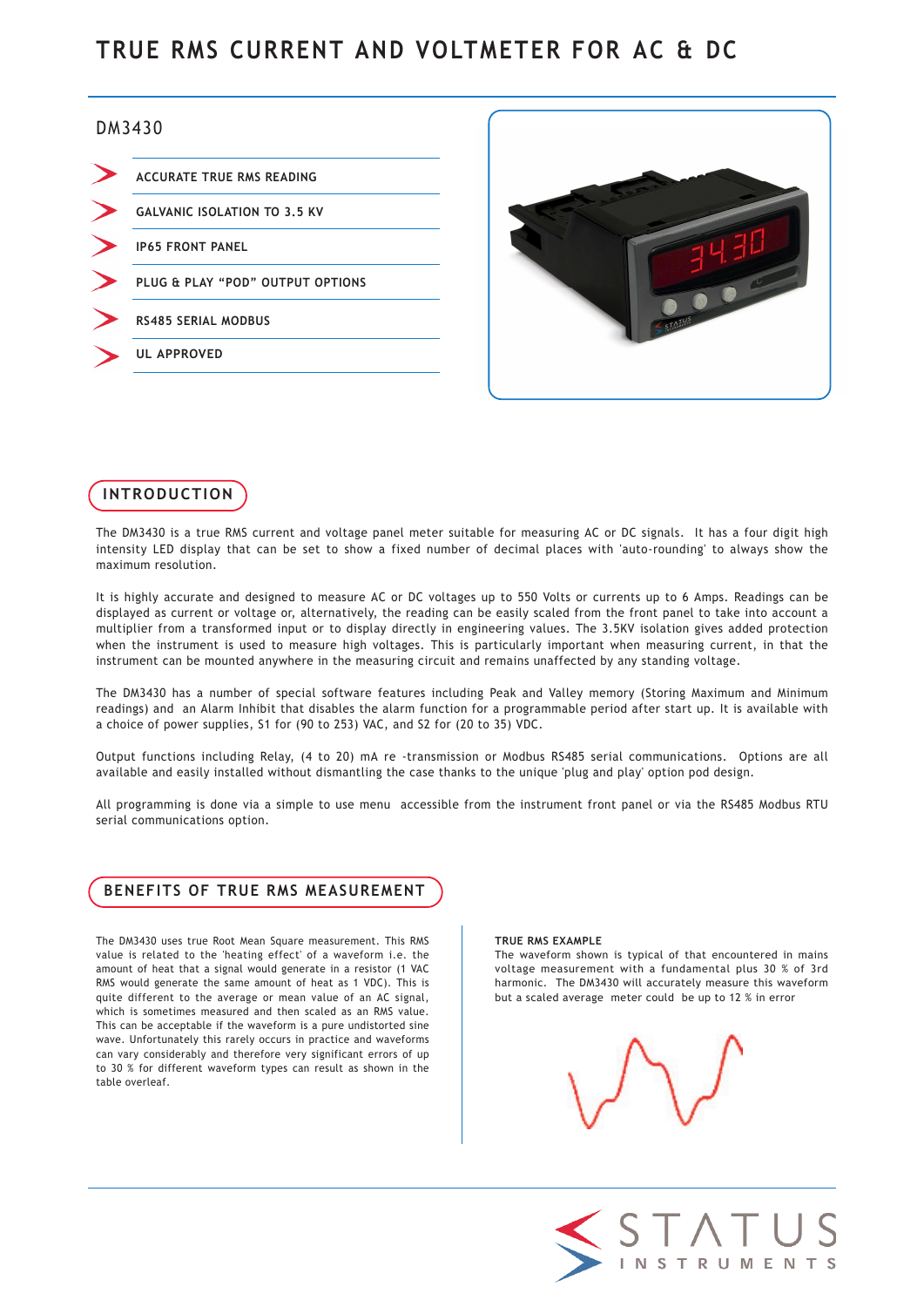# TRUE RMS CURRENT AND VOLTMETER FOR AC & DC

## DM3430

- ACCURATE TRUE RMS READING
- GALVANIC ISOLATION TO 3.5 KV
- IP65 FRONT PANEL
- PLUG & PLAY "POD" OUTPUT OPTIONS
- RS485 SERIAL MODBUS
- UL APPROVED

## INTRODUCTION

The DM3430 is a true RMS current and voltage panel meter suitable for measuring AC or DC signals. It has a four digit high intensity LED display that can be set to show a fixed number of decimal places with 'auto-rounding' to always show the maximum resolution.

It is highly accurate and designed to measure AC or DC voltages up to 550 Volts or currents up to 6 Amps. Readings can be displayed as current or voltage or, alternatively, the reading can be easily scaled from the front panel to take into account a multiplier from a transformed input or to display directly in engineering values. The 3.5KV isolation gives added protection when the instrument is used to measure high voltages. This is particularly important when measuring current, in that the instrument can be mounted anywhere in the measuring circuit and remains unaffected by any standing voltage.

The DM3430 has a number of special software features including Peak and Valley memory (Storing Maximum and Minimum readings) and an Alarm Inhibit that disables the alarm function for a programmable period after start up. It is available with a choice of power supplies, S1 for (90 to 253) VAC, and S2 for (20 to 35) VDC.

Output functions including Relay, (4 to 20) mA re -transmission or Modbus RS485 serial communications. Options are all available and easily installed without dismantling the case thanks to the unique 'plug and play' option pod design.

All programming is done via a simple to use menu accessible from the instrument front panel or via the RS485 Modbus RTU serial communications option.

## BENEFITS OF TRUE RMS MEASUREMENT

The DM3430 uses true Root Mean Square measurement. This RMS value is related to the 'heating effect' of a waveform i.e. the amount of heat that a signal would generate in a resistor (1 VAC RMS would generate the same amount of heat as 1 VDC). This is quite different to the average or mean value of an AC signal, which is sometimes measured and then scaled as an RMS value. This can be acceptable if the waveform is a pure undistorted sine wave. Unfortunately this rarely occurs in practice and waveforms can vary considerably and therefore very significant errors of up to 30 % for different waveform types can result as shown in the table overleaf.

**TRUE RMS EXAMPLE**

The waveform shown is typical of that encountered in mains voltage measurement with a fundamental plus 30 % of 3rd harmonic. The DM3430 will accurately measure this waveform but a scaled average meter could be up to 12 % in error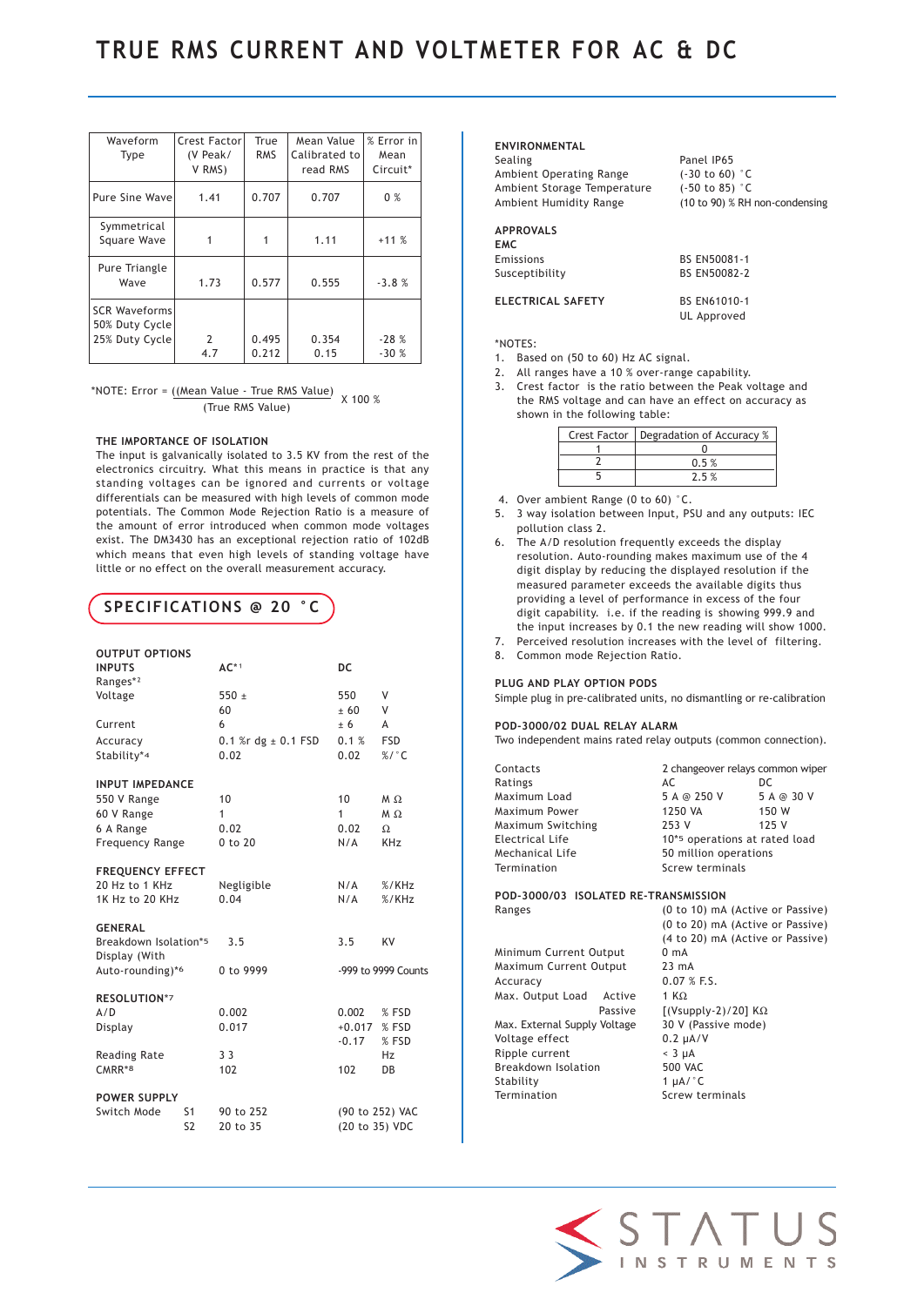# TRUE RMS CURRENT AND VOLTMETER FOR AC & DC

| Waveform Type | Crest Factor (V Peak/ V RMS) | True RMS | Mean Value Calibrated to read RMS | % Error in Mean Circuit* |
|---|---|---|---|---|
| Pure Sine Wave | 1.41 | 0.707 | 0.707 | 0 % |
| Symmetrical Square Wave | 1 | 1 | 1.11 | +11 % |
| Pure Triangle Wave | 1.73 | 0.577 | 0.555 | -3.8 % |
| SCR Waveforms 50% Duty Cycle 25% Duty Cycle | 2<br>4.7 | 0.495<br>0.212 | 0.354<br>0.15 | -28 %<br>-30 % |

*NOTE: Error = ((Mean Value - True RMS Value) / (True RMS Value)) X 100 %

### THE IMPORTANCE OF ISOLATION

The input is galvanically isolated to 3.5 KV from the rest of the electronics circuitry. What this means in practice is that any standing voltages can be ignored and currents or voltage differentials can be measured with high levels of common mode potentials. The Common Mode Rejection Ratio is a measure of the amount of error introduced when common mode voltages exist. The DM3430 has an exceptional rejection ratio of 102dB which means that even high levels of standing voltage have little or no effect on the overall measurement accuracy.

## SPECIFICATIONS @ 20 °C

**OUTPUT OPTIONS**

| **INPUTS** | **AC*1** | **DC** | |
|---|---|---|---|
| Ranges*2 | | | |
| Voltage | 550 ± | 550 | V |
| | 60 | ± 60 | V |
| Current | 6 | ± 6 | A |
| Accuracy | 0.1 %r dg ± 0.1 FSD | 0.1 % | FSD |
| Stability*4 | 0.02 | 0.02 | %/°C |

| **INPUT IMPEDANCE** | | | |
|---|---|---|---|
| 550 V Range | 10 | 10 | M Ω |
| 60 V Range | 1 | 1 | M Ω |
| 6 A Range | 0.02 | 0.02 | Ω |
| Frequency Range | 0 to 20 | N/A | KHz |

| **FREQUENCY EFFECT** | | | |
|---|---|---|---|
| 20 Hz to 1 KHz | Negligible | N/A | %/KHz |
| 1K Hz to 20 KHz | 0.04 | N/A | %/KHz |

| **GENERAL** | | | |
|---|---|---|---|
| Breakdown Isolation*5 | 3.5 | 3.5 | KV |
| Display (With Auto-rounding)*6 | 0 to 9999 | -999 to 9999 Counts | |

| **RESOLUTION*7** | | | |
|---|---|---|---|
| A/D | 0.002 | 0.002 | % FSD |
| Display | 0.017 | +0.017<br>-0.17 | % FSD<br>% FSD |
| Reading Rate | 3 3 | | Hz |
| CMRR*8 | 102 | 102 | DB |

| **POWER SUPPLY** | | | |
|---|---|---|---|
| Switch Mode | S1 | 90 to 252 | (90 to 252) VAC |
| | S2 | 20 to 35 | (20 to 35) VDC |

**ENVIRONMENTAL**

| | |
|---|---|
| Sealing | Panel IP65 |
| Ambient Operating Range | (-30 to 60) °C |
| Ambient Storage Temperature | (-50 to 85) °C |
| Ambient Humidity Range | (10 to 90) % RH non-condensing |

**APPROVALS**

**EMC**

| | |
|---|---|
| Emissions | BS EN50081-1 |
| Susceptibility | BS EN50082-2 |

| | |
|---|---|
| **ELECTRICAL SAFETY** | BS EN61010-1<br>UL Approved |

*NOTES:

1. Based on (50 to 60) Hz AC signal.
2. All ranges have a 10 % over-range capability.
3. Crest factor is the ratio between the Peak voltage and the RMS voltage and can have an effect on accuracy as shown in the following table:

| Crest Factor | Degradation of Accuracy % |
|---|---|
| 1 | 0 |
| 2 | 0.5 % |
| 5 | 2.5 % |

4. Over ambient Range (0 to 60) °C.
5. 3 way isolation between Input, PSU and any outputs: IEC pollution class 2.
6. The A/D resolution frequently exceeds the display resolution. Auto-rounding makes maximum use of the 4 digit display by reducing the displayed resolution if the measured parameter exceeds the available digits thus providing a level of performance in excess of the four digit capability. i.e. if the reading is showing 999.9 and the input increases by 0.1 the new reading will show 1000.
7. Perceived resolution increases with the level of filtering.
8. Common mode Rejection Ratio.

**PLUG AND PLAY OPTION PODS**

Simple plug in pre-calibrated units, no dismantling or re-calibration

**POD-3000/02 DUAL RELAY ALARM**

Two independent mains rated relay outputs (common connection).

| | | |
|---|---|---|
| Contacts | 2 changeover relays common wiper | |
| Ratings | AC | DC |
| Maximum Load | 5 A @ 250 V | 5 A @ 30 V |
| Maximum Power | 1250 VA | 150 W |
| Maximum Switching | 253 V | 125 V |
| Electrical Life | 10*5 operations at rated load | |
| Mechanical Life | 50 million operations | |
| Termination | Screw terminals | |

**POD-3000/03 ISOLATED RE-TRANSMISSION**

| | |
|---|---|
| Ranges | (0 to 10) mA (Active or Passive)<br>(0 to 20) mA (Active or Passive)<br>(4 to 20) mA (Active or Passive) |
| Minimum Current Output | 0 mA |
| Maximum Current Output | 23 mA |
| Accuracy | 0.07 % F.S. |
| Max. Output Load Active | 1 KΩ |
| Passive | [(Vsupply-2)/20] KΩ |
| Max. External Supply Voltage | 30 V (Passive mode) |
| Voltage effect | 0.2 μA/V |
| Ripple current | < 3 μA |
| Breakdown Isolation | 500 VAC |
| Stability | 1 μA/°C |
| Termination | Screw terminals |

STATUS INSTRUMENTS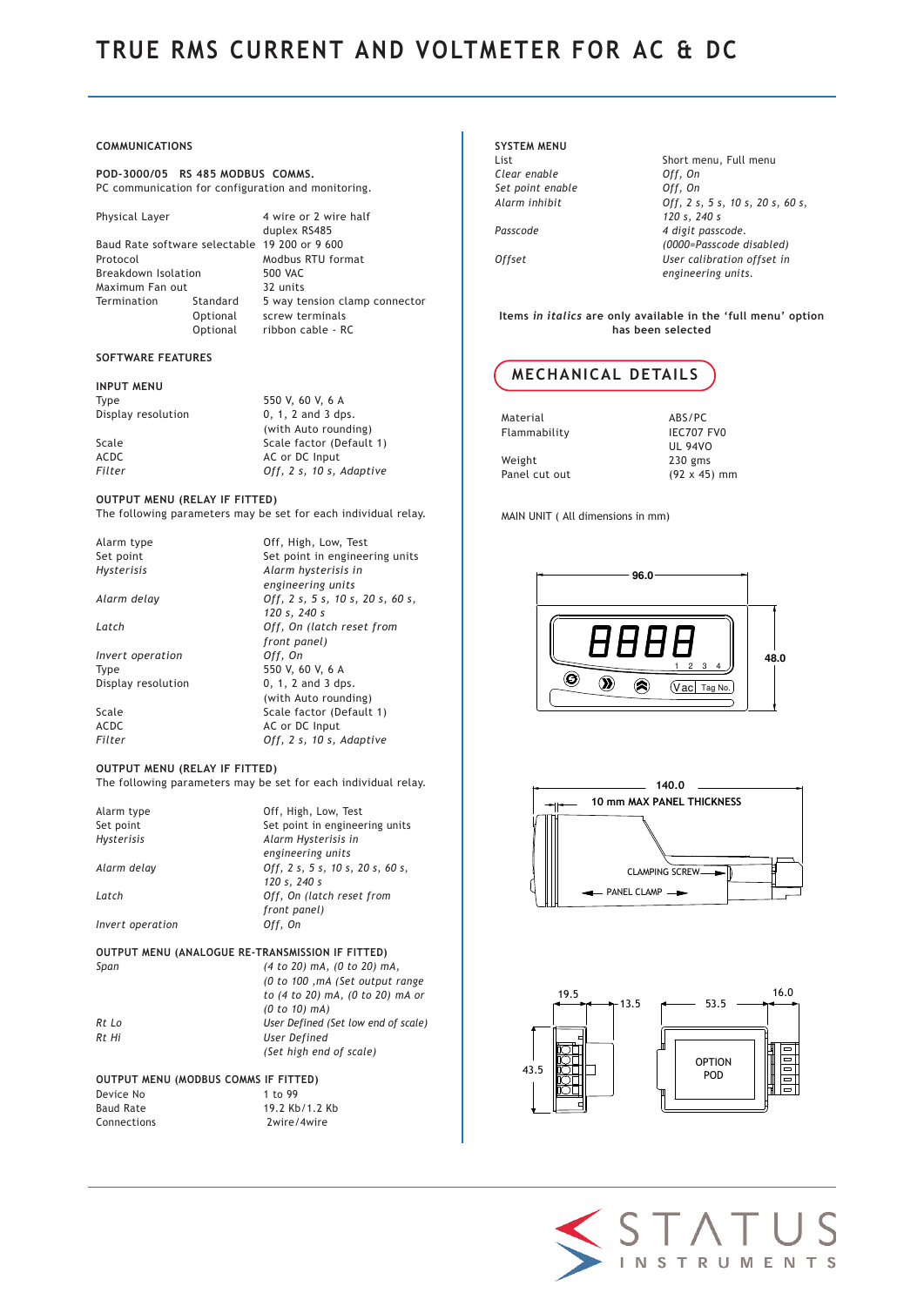# TRUE RMS CURRENT AND VOLTMETER FOR AC & DC

## COMMUNICATIONS

**POD-3000/05 RS 485 MODBUS COMMS.**
PC communication for configuration and monitoring.

| | | |
|---|---|---|
| Physical Layer | | 4 wire or 2 wire half duplex RS485 |
| Baud Rate software selectable | | 19 200 or 9 600 |
| Protocol | | Modbus RTU format |
| Breakdown Isolation | | 500 VAC |
| Maximum Fan out | | 32 units |
| Termination | Standard | 5 way tension clamp connector |
| | Optional | screw terminals |
| | Optional | ribbon cable - RC |

## SOFTWARE FEATURES

**INPUT MENU**

| | |
|---|---|
| Type | 550 V, 60 V, 6 A |
| Display resolution | 0, 1, 2 and 3 dps. (with Auto rounding) |
| Scale | Scale factor (Default 1) |
| ACDC | AC or DC Input |
| *Filter* | *Off, 2 s, 10 s, Adaptive* |

**OUTPUT MENU (RELAY IF FITTED)**
The following parameters may be set for each individual relay.

| | |
|---|---|
| Alarm type | Off, High, Low, Test |
| Set point | Set point in engineering units |
| *Hysterisis* | *Alarm hysterisis in engineering units* |
| *Alarm delay* | *Off, 2 s, 5 s, 10 s, 20 s, 60 s, 120 s, 240 s* |
| *Latch* | *Off, On (latch reset from front panel)* |
| *Invert operation* | *Off, On* |
| Type | 550 V, 60 V, 6 A |
| Display resolution | 0, 1, 2 and 3 dps. (with Auto rounding) |
| Scale | Scale factor (Default 1) |
| ACDC | AC or DC Input |
| *Filter* | *Off, 2 s, 10 s, Adaptive* |

**OUTPUT MENU (RELAY IF FITTED)**
The following parameters may be set for each individual relay.

| | |
|---|---|
| Alarm type | Off, High, Low, Test |
| Set point | Set point in engineering units |
| *Hysterisis* | *Alarm Hysterisis in engineering units* |
| *Alarm delay* | *Off, 2 s, 5 s, 10 s, 20 s, 60 s, 120 s, 240 s* |
| *Latch* | *Off, On (latch reset from front panel)* |
| *Invert operation* | *Off, On* |

**OUTPUT MENU (ANALOGUE RE-TRANSMISSION IF FITTED)**

| | |
|---|---|
| *Span* | *(4 to 20) mA, (0 to 20) mA, (0 to 100 ,mA (Set output range to (4 to 20) mA, (0 to 20) mA or (0 to 10) mA)* |
| *Rt Lo* | *User Defined (Set low end of scale)* |
| *Rt Hi* | *User Defined (Set high end of scale)* |

**OUTPUT MENU (MODBUS COMMS IF FITTED)**

| | |
|---|---|
| Device No | 1 to 99 |
| Baud Rate | 19.2 Kb/1.2 Kb |
| Connections | 2wire/4wire |

**SYSTEM MENU**

| | |
|---|---|
| List | Short menu, Full menu |
| *Clear enable* | *Off, On* |
| *Set point enable* | *Off, On* |
| *Alarm inhibit* | *Off, 2 s, 5 s, 10 s, 20 s, 60 s, 120 s, 240 s* |
| *Passcode* | *4 digit passcode. (0000=Passcode disabled)* |
| *Offset* | *User calibration offset in engineering units.* |

**Items *in italics* are only available in the 'full menu' option has been selected**

## MECHANICAL DETAILS

| | |
|---|---|
| Material | ABS/PC |
| Flammability | IEC707 FV0 UL 94VO |
| Weight | 230 gms |
| Panel cut out | (92 x 45) mm |

MAIN UNIT ( All dimensions in mm)

96.0

8888 1 2 3 4

Vac Tag No.

48.0

140.0

10 mm MAX PANEL THICKNESS

CLAMPING SCREW

PANEL CLAMP

19.5 13.5 53.5 16.0

43.5

OPTION POD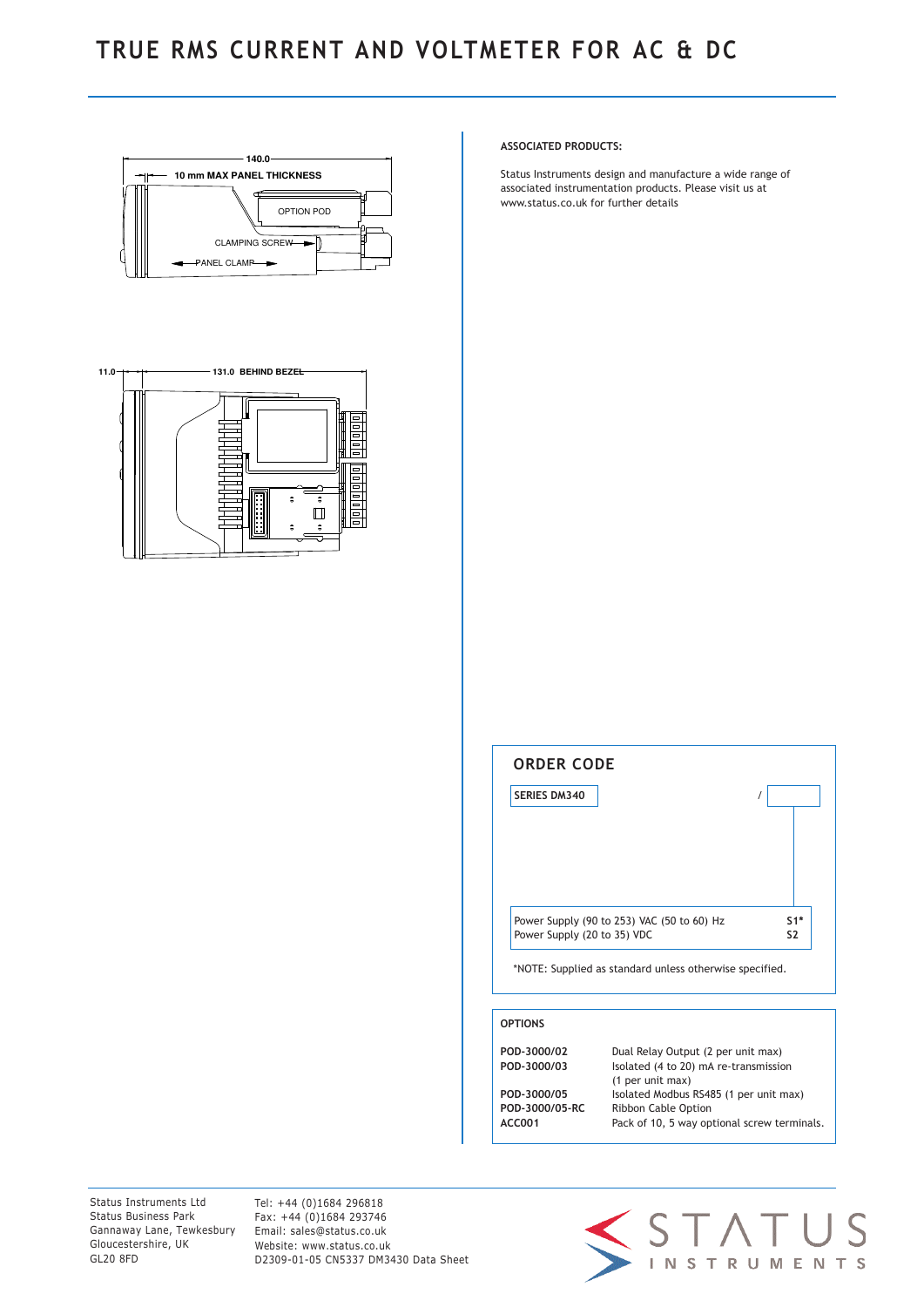# TRUE RMS CURRENT AND VOLTMETER FOR AC & DC

140.0

10 mm MAX PANEL THICKNESS

OPTION POD

CLAMPING SCREW

PANEL CLAMP

11.0

131.0 BEHIND BEZEL

**ASSOCIATED PRODUCTS:**

Status Instruments design and manufacture a wide range of associated instrumentation products. Please visit us at www.status.co.uk for further details

## ORDER CODE

**SERIES DM340** /

| | |
|---|---|
| Power Supply (90 to 253) VAC (50 to 60) Hz | **S1*** |
| Power Supply (20 to 35) VDC | **S2** |

*NOTE: Supplied as standard unless otherwise specified.

**OPTIONS**

| | |
|---|---|
| **POD-3000/02** | Dual Relay Output (2 per unit max) |
| **POD-3000/03** | Isolated (4 to 20) mA re-transmission (1 per unit max) |
| **POD-3000/05** | Isolated Modbus RS485 (1 per unit max) |
| **POD-3000/05-RC** | Ribbon Cable Option |
| **ACC001** | Pack of 10, 5 way optional screw terminals. |

Status Instruments Ltd
Status Business Park
Gannaway Lane, Tewkesbury
Gloucestershire, UK
GL20 8FD

Tel: +44 (0)1684 296818
Fax: +44 (0)1684 293746
Email: sales@status.co.uk
Website: www.status.co.uk
D2309-01-05 CN5337 DM3430 Data Sheet

STATUS INSTRUMENTS